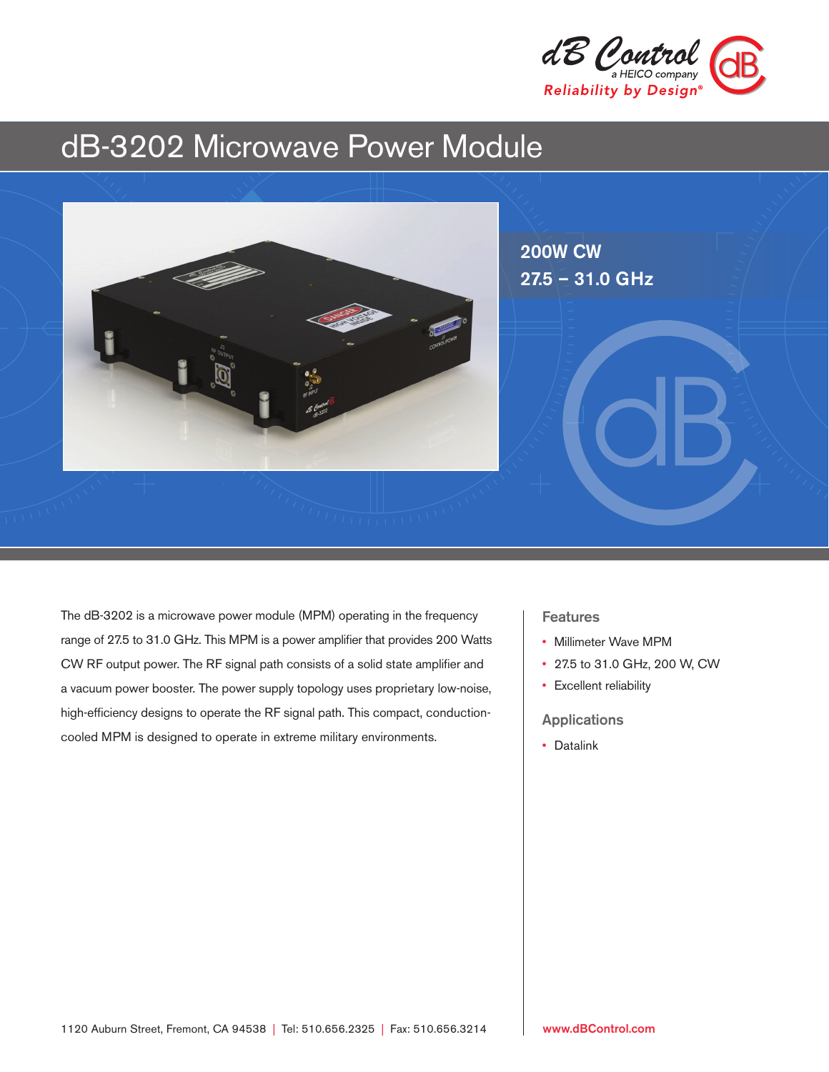dB Control
a HEICO company
Reliability by Design®

# dB-3202 Microwave Power Module

**200W CW**
**27.5 – 31.0 GHz**

The dB-3202 is a microwave power module (MPM) operating in the frequency range of 27.5 to 31.0 GHz. This MPM is a power amplifier that provides 200 Watts CW RF output power. The RF signal path consists of a solid state amplifier and a vacuum power booster. The power supply topology uses proprietary low-noise, high-efficiency designs to operate the RF signal path. This compact, conduction-cooled MPM is designed to operate in extreme military environments.

## Features

- Millimeter Wave MPM
- 27.5 to 31.0 GHz, 200 W, CW
- Excellent reliability

## Applications

- Datalink

1120 Auburn Street, Fremont, CA 94538 | Tel: 510.656.2325 | Fax: 510.656.3214

www.dBControl.com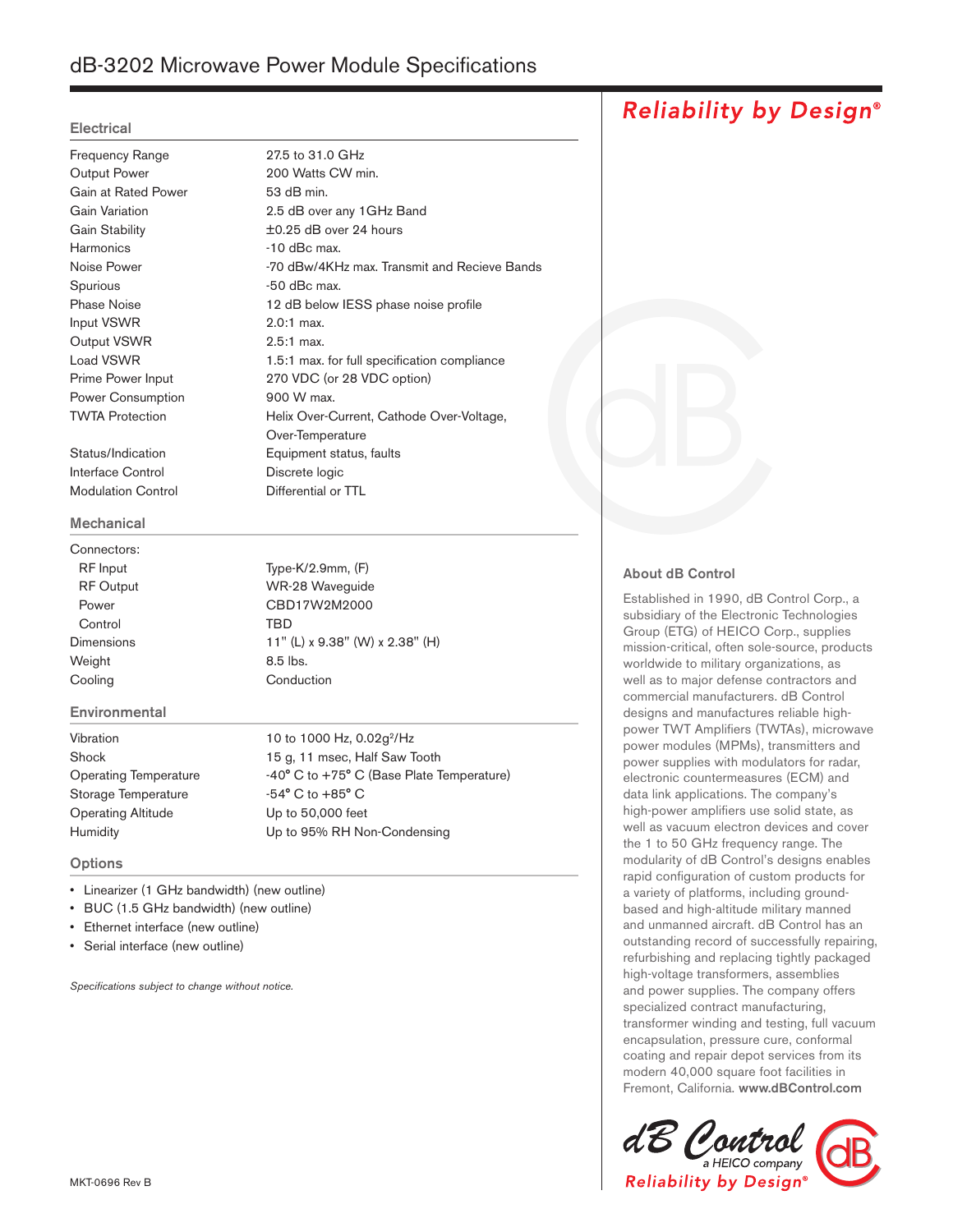# dB-3202 Microwave Power Module Specifications

## Electrical

| | |
|---|---|
| Frequency Range | 27.5 to 31.0 GHz |
| Output Power | 200 Watts CW min. |
| Gain at Rated Power | 53 dB min. |
| Gain Variation | 2.5 dB over any 1GHz Band |
| Gain Stability | ±0.25 dB over 24 hours |
| Harmonics | -10 dBc max. |
| Noise Power | -70 dBw/4KHz max. Transmit and Recieve Bands |
| Spurious | -50 dBc max. |
| Phase Noise | 12 dB below IESS phase noise profile |
| Input VSWR | 2.0:1 max. |
| Output VSWR | 2.5:1 max. |
| Load VSWR | 1.5:1 max. for full specification compliance |
| Prime Power Input | 270 VDC (or 28 VDC option) |
| Power Consumption | 900 W max. |
| TWTA Protection | Helix Over-Current, Cathode Over-Voltage, Over-Temperature |
| Status/Indication | Equipment status, faults |
| Interface Control | Discrete logic |
| Modulation Control | Differential or TTL |

## Mechanical

| | |
|---|---|
| Connectors: | |
| RF Input | Type-K/2.9mm, (F) |
| RF Output | WR-28 Waveguide |
| Power | CBD17W2M2000 |
| Control | TBD |
| Dimensions | 11" (L) x 9.38" (W) x 2.38" (H) |
| Weight | 8.5 lbs. |
| Cooling | Conduction |

## Environmental

| | |
|---|---|
| Vibration | 10 to 1000 Hz, 0.02g²/Hz |
| Shock | 15 g, 11 msec, Half Saw Tooth |
| Operating Temperature | -40° C to +75° C (Base Plate Temperature) |
| Storage Temperature | -54° C to +85° C |
| Operating Altitude | Up to 50,000 feet |
| Humidity | Up to 95% RH Non-Condensing |

## Options

- Linearizer (1 GHz bandwidth) (new outline)
- BUC (1.5 GHz bandwidth) (new outline)
- Ethernet interface (new outline)
- Serial interface (new outline)

*Specifications subject to change without notice.*

MKT-0696 Rev B

*Reliability by Design®*

### About dB Control

Established in 1990, dB Control Corp., a subsidiary of the Electronic Technologies Group (ETG) of HEICO Corp., supplies mission-critical, often sole-source, products worldwide to military organizations, as well as to major defense contractors and commercial manufacturers. dB Control designs and manufactures reliable high-power TWT Amplifiers (TWTAs), microwave power modules (MPMs), transmitters and power supplies with modulators for radar, electronic countermeasures (ECM) and data link applications. The company's high-power amplifiers use solid state, as well as vacuum electron devices and cover the 1 to 50 GHz frequency range. The modularity of dB Control's designs enables rapid configuration of custom products for a variety of platforms, including ground-based and high-altitude military manned and unmanned aircraft. dB Control has an outstanding record of successfully repairing, refurbishing and replacing tightly packaged high-voltage transformers, assemblies and power supplies. The company offers specialized contract manufacturing, transformer winding and testing, full vacuum encapsulation, pressure cure, conformal coating and repair depot services from its modern 40,000 square foot facilities in Fremont, California. **www.dBControl.com**

dB Control
a HEICO company
*Reliability by Design®*